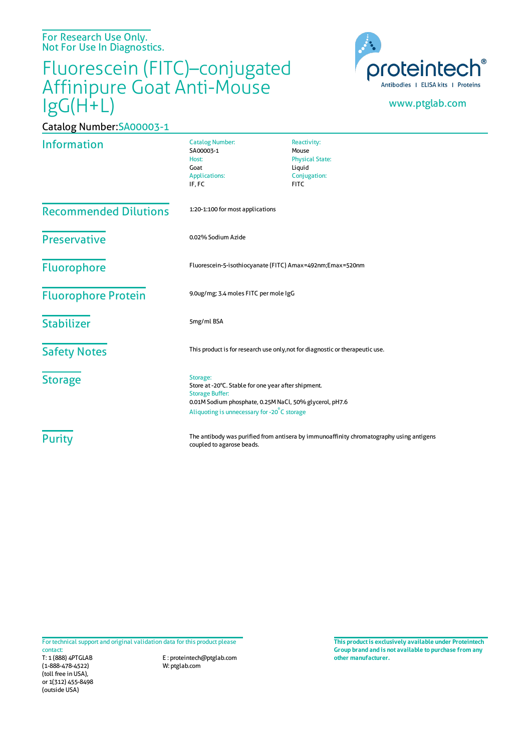For Research Use Only.
Not For Use In Diagnostics.

# Fluorescein (FITC)–conjugated Affinipure Goat Anti-Mouse IgG(H+L)

proteintech®
Antibodies | ELISA kits | Proteins

www.ptglab.com

Catalog Number:SA00003-1

## Information

| | |
|---|---|
| Catalog Number:<br>SA00003-1 | Reactivity:<br>Mouse |
| Host:<br>Goat | Physical State:<br>Liquid |
| Applications:<br>IF, FC | Conjugation:<br>FITC |

## Recommended Dilutions

1:20-1:100 for most applications

## Preservative

0.02% Sodium Azide

## Fluorophore

Fluorescein-5-isothiocyanate (FITC) Amax=492nm;Emax=520nm

## Fluorophore Protein

9.0ug/mg; 3.4 moles FITC per mole IgG

## Stabilizer

5mg/ml BSA

## Safety Notes

This product is for research use only,not for diagnostic or therapeutic use.

## Storage

Storage:
Store at -20℃. Stable for one year after shipment.
Storage Buffer:
0.01M Sodium phosphate, 0.25M NaCl, 50% glycerol, pH7.6
Aliquoting is unnecessary for -20°C storage

## Purity

The antibody was purified from antisera by immunoaffinity chromatography using antigens coupled to agarose beads.

For technical support and original validation data for this product please contact:
T: 1 (888) 4PTGLAB
(1-888-478-4522)
(toll free in USA),
or 1(312) 455-8498
(outside USA)

E : proteintech@ptglab.com
W: ptglab.com

**This product is exclusively available under Proteintech Group brand and is not available to purchase from any other manufacturer.**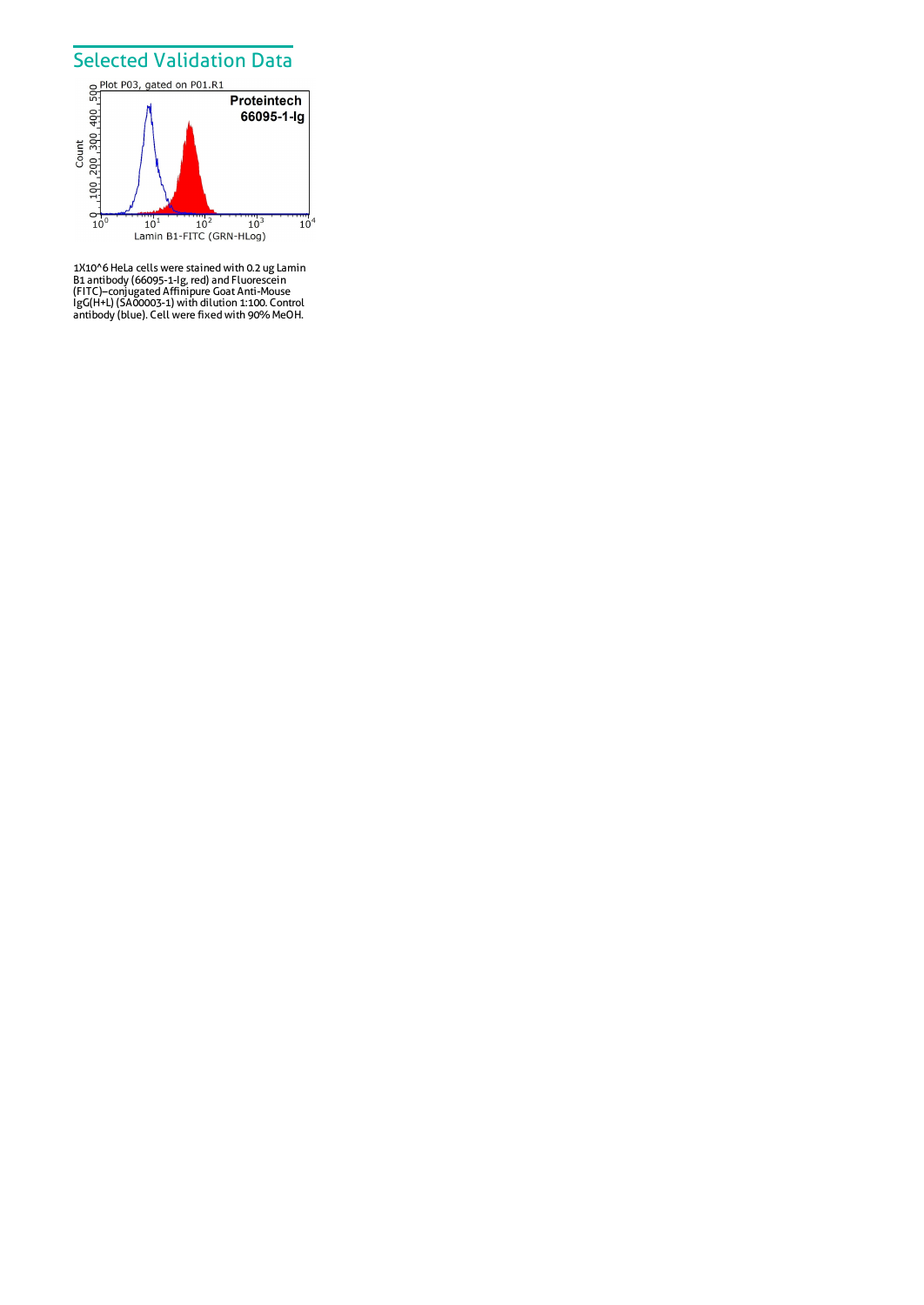## Selected Validation Data

Plot P03, gated on P01.R1

Proteintech
66095-1-Ig

Count

0 100 200 300 400 500

$10^0$ $10^1$ $10^2$ $10^3$ $10^4$

Lamin B1-FITC (GRN-HLog)

1X10^6 HeLa cells were stained with 0.2 ug Lamin B1 antibody (66095-1-Ig, red) and Fluorescein (FITC)–conjugated Affinipure Goat Anti-Mouse IgG(H+L) (SA00003-1) with dilution 1:100. Control antibody (blue). Cell were fixed with 90% MeOH.